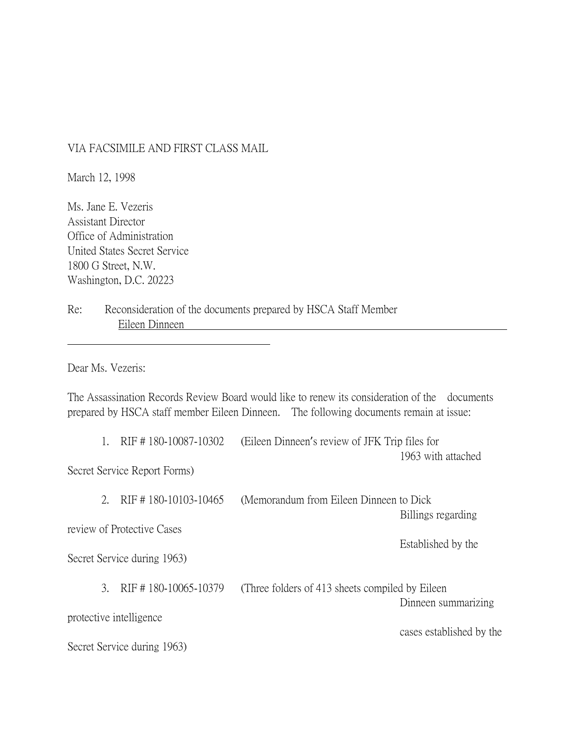VIA FACSIMILE AND FIRST CLASS MAIL

March 12, 1998

Ms. Jane E. Vezeris
Assistant Director
Office of Administration
United States Secret Service
1800 G Street, N.W.
Washington, D.C. 20223

Re: Reconsideration of the documents prepared by HSCA Staff Member Eileen Dinneen

Dear Ms. Vezeris:

The Assassination Records Review Board would like to renew its consideration of the documents prepared by HSCA staff member Eileen Dinneen. The following documents remain at issue:

1. RIF # 180-10087-10302 (Eileen Dinneen's review of JFK Trip files for 1963 with attached Secret Service Report Forms)

2. RIF # 180-10103-10465 (Memorandum from Eileen Dinneen to Dick Billings regarding review of Protective Cases Established by the Secret Service during 1963)

3. RIF # 180-10065-10379 (Three folders of 413 sheets compiled by Eileen Dinneen summarizing protective intelligence cases established by the Secret Service during 1963)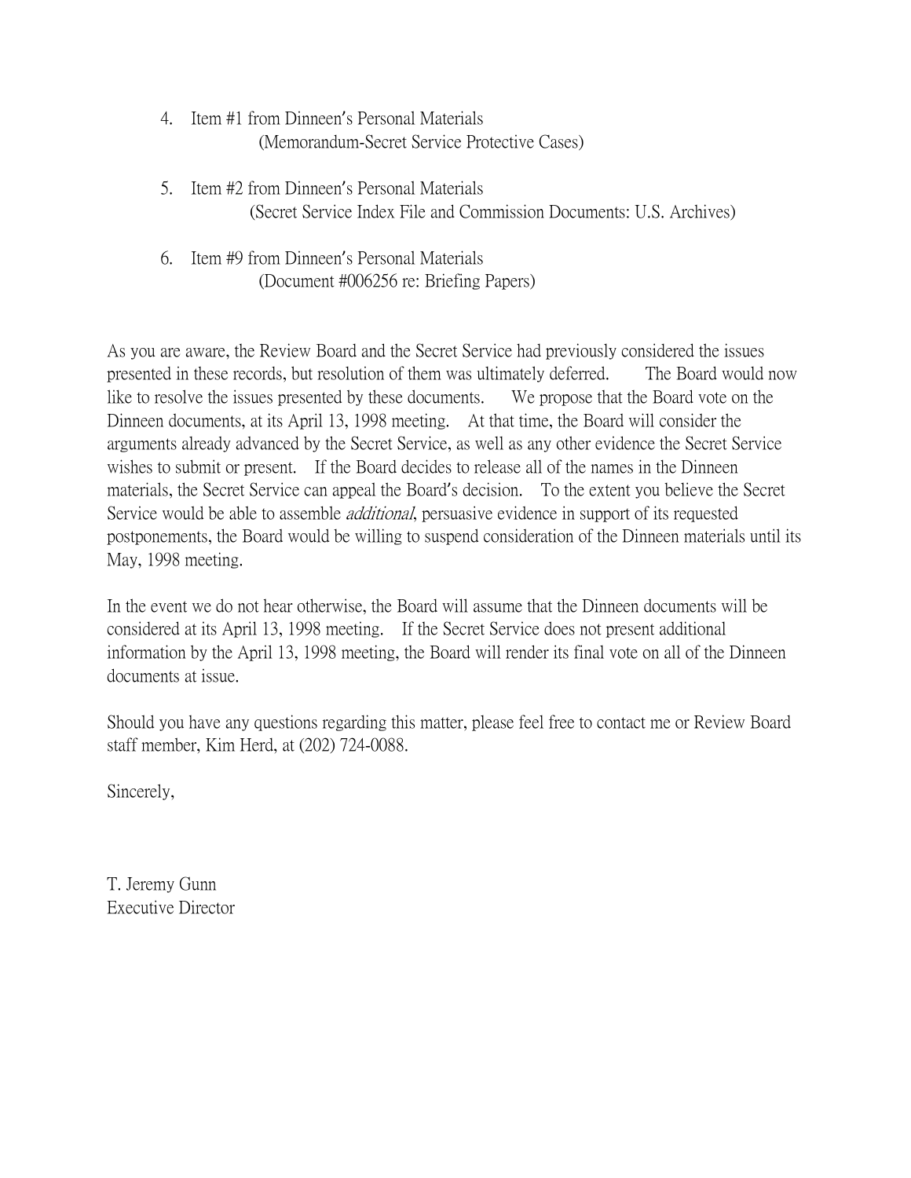4. Item #1 from Dinneen's Personal Materials
   (Memorandum-Secret Service Protective Cases)

5. Item #2 from Dinneen's Personal Materials
   (Secret Service Index File and Commission Documents: U.S. Archives)

6. Item #9 from Dinneen's Personal Materials
   (Document #006256 re: Briefing Papers)

As you are aware, the Review Board and the Secret Service had previously considered the issues presented in these records, but resolution of them was ultimately deferred. The Board would now like to resolve the issues presented by these documents. We propose that the Board vote on the Dinneen documents, at its April 13, 1998 meeting. At that time, the Board will consider the arguments already advanced by the Secret Service, as well as any other evidence the Secret Service wishes to submit or present. If the Board decides to release all of the names in the Dinneen materials, the Secret Service can appeal the Board's decision. To the extent you believe the Secret Service would be able to assemble *additional*, persuasive evidence in support of its requested postponements, the Board would be willing to suspend consideration of the Dinneen materials until its May, 1998 meeting.

In the event we do not hear otherwise, the Board will assume that the Dinneen documents will be considered at its April 13, 1998 meeting. If the Secret Service does not present additional information by the April 13, 1998 meeting, the Board will render its final vote on all of the Dinneen documents at issue.

Should you have any questions regarding this matter, please feel free to contact me or Review Board staff member, Kim Herd, at (202) 724-0088.

Sincerely,

T. Jeremy Gunn
Executive Director